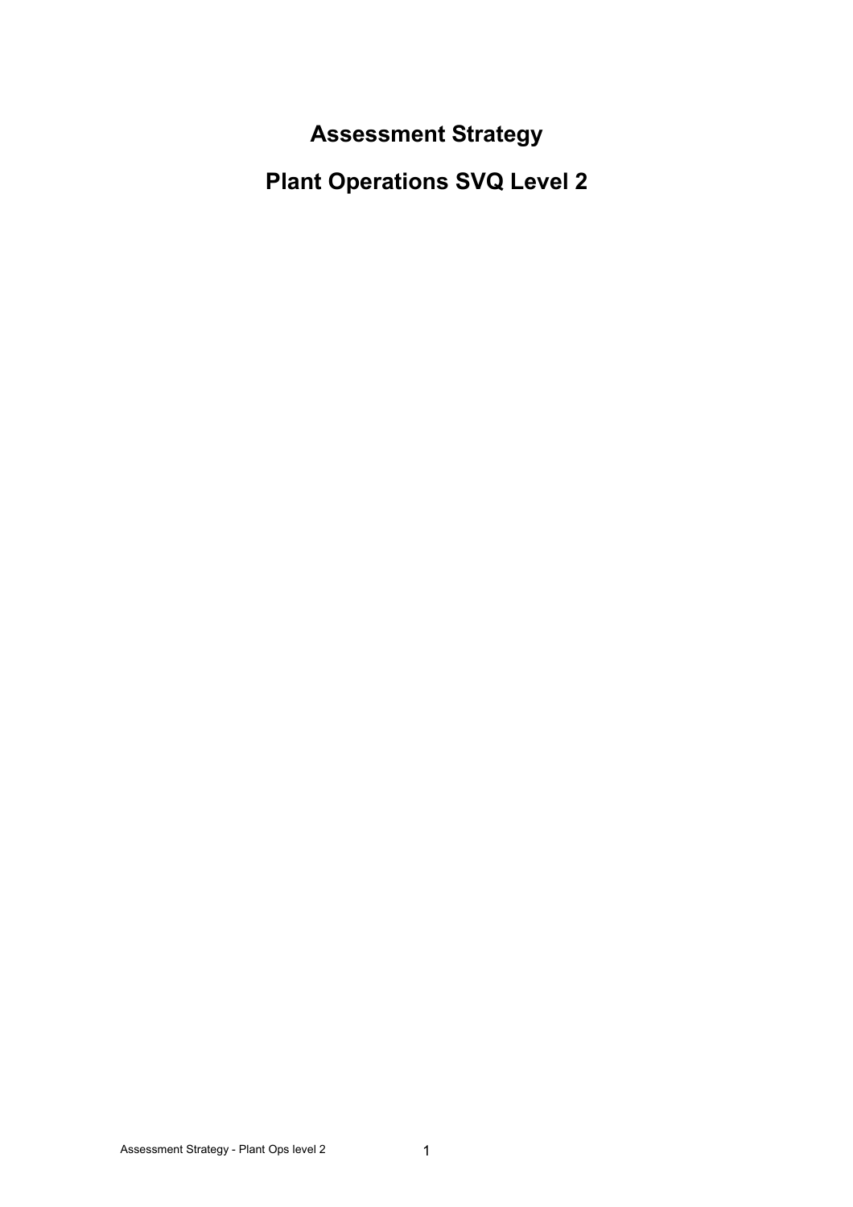# Assessment Strategy

# Plant Operations SVQ Level 2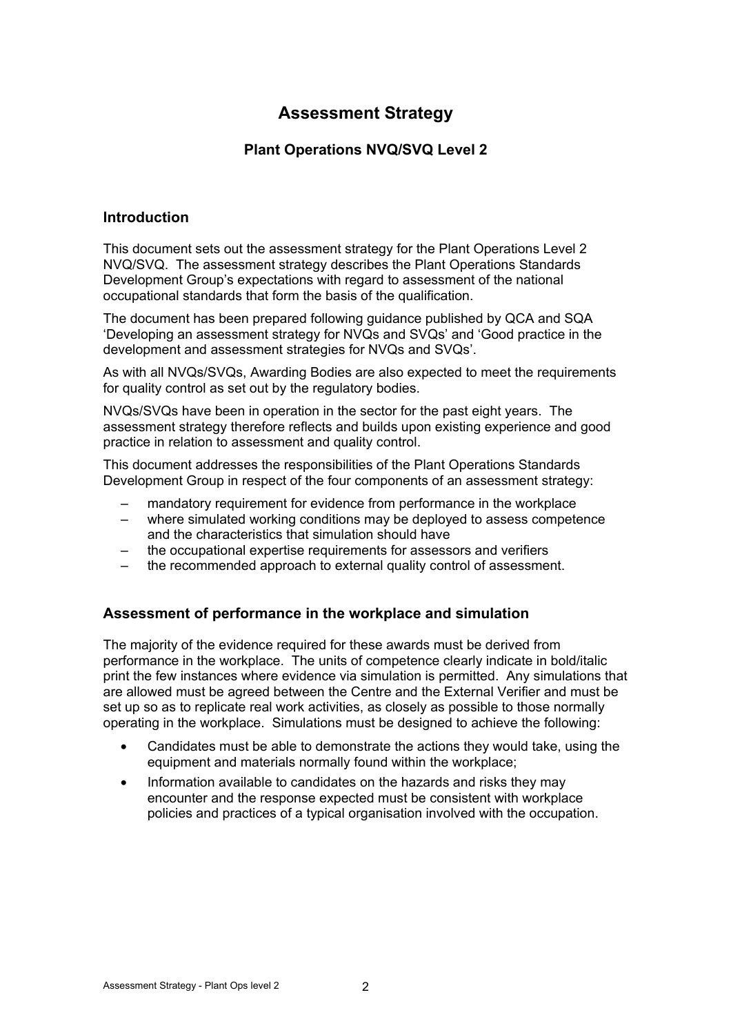# Assessment Strategy

## Plant Operations NVQ/SVQ Level 2

### Introduction

This document sets out the assessment strategy for the Plant Operations Level 2 NVQ/SVQ. The assessment strategy describes the Plant Operations Standards Development Group's expectations with regard to assessment of the national occupational standards that form the basis of the qualification.

The document has been prepared following guidance published by QCA and SQA 'Developing an assessment strategy for NVQs and SVQs' and 'Good practice in the development and assessment strategies for NVQs and SVQs'.

As with all NVQs/SVQs, Awarding Bodies are also expected to meet the requirements for quality control as set out by the regulatory bodies.

NVQs/SVQs have been in operation in the sector for the past eight years. The assessment strategy therefore reflects and builds upon existing experience and good practice in relation to assessment and quality control.

This document addresses the responsibilities of the Plant Operations Standards Development Group in respect of the four components of an assessment strategy:

– mandatory requirement for evidence from performance in the workplace
– where simulated working conditions may be deployed to assess competence and the characteristics that simulation should have
– the occupational expertise requirements for assessors and verifiers
– the recommended approach to external quality control of assessment.

### Assessment of performance in the workplace and simulation

The majority of the evidence required for these awards must be derived from performance in the workplace. The units of competence clearly indicate in bold/italic print the few instances where evidence via simulation is permitted. Any simulations that are allowed must be agreed between the Centre and the External Verifier and must be set up so as to replicate real work activities, as closely as possible to those normally operating in the workplace. Simulations must be designed to achieve the following:

- Candidates must be able to demonstrate the actions they would take, using the equipment and materials normally found within the workplace;
- Information available to candidates on the hazards and risks they may encounter and the response expected must be consistent with workplace policies and practices of a typical organisation involved with the occupation.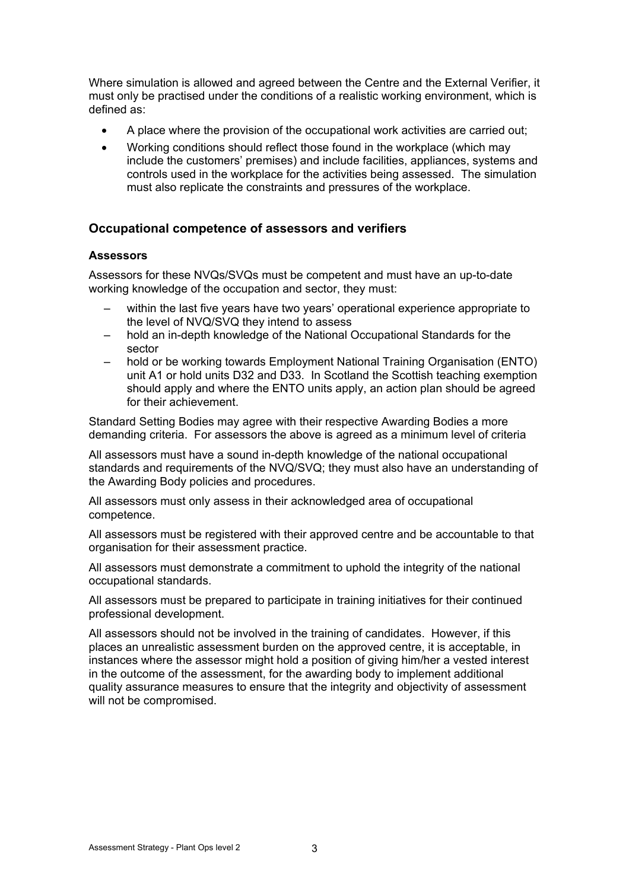Where simulation is allowed and agreed between the Centre and the External Verifier, it must only be practised under the conditions of a realistic working environment, which is defined as:

- A place where the provision of the occupational work activities are carried out;
- Working conditions should reflect those found in the workplace (which may include the customers' premises) and include facilities, appliances, systems and controls used in the workplace for the activities being assessed. The simulation must also replicate the constraints and pressures of the workplace.

## Occupational competence of assessors and verifiers

### Assessors

Assessors for these NVQs/SVQs must be competent and must have an up-to-date working knowledge of the occupation and sector, they must:

- within the last five years have two years' operational experience appropriate to the level of NVQ/SVQ they intend to assess
- hold an in-depth knowledge of the National Occupational Standards for the sector
- hold or be working towards Employment National Training Organisation (ENTO) unit A1 or hold units D32 and D33. In Scotland the Scottish teaching exemption should apply and where the ENTO units apply, an action plan should be agreed for their achievement.

Standard Setting Bodies may agree with their respective Awarding Bodies a more demanding criteria. For assessors the above is agreed as a minimum level of criteria

All assessors must have a sound in-depth knowledge of the national occupational standards and requirements of the NVQ/SVQ; they must also have an understanding of the Awarding Body policies and procedures.

All assessors must only assess in their acknowledged area of occupational competence.

All assessors must be registered with their approved centre and be accountable to that organisation for their assessment practice.

All assessors must demonstrate a commitment to uphold the integrity of the national occupational standards.

All assessors must be prepared to participate in training initiatives for their continued professional development.

All assessors should not be involved in the training of candidates. However, if this places an unrealistic assessment burden on the approved centre, it is acceptable, in instances where the assessor might hold a position of giving him/her a vested interest in the outcome of the assessment, for the awarding body to implement additional quality assurance measures to ensure that the integrity and objectivity of assessment will not be compromised.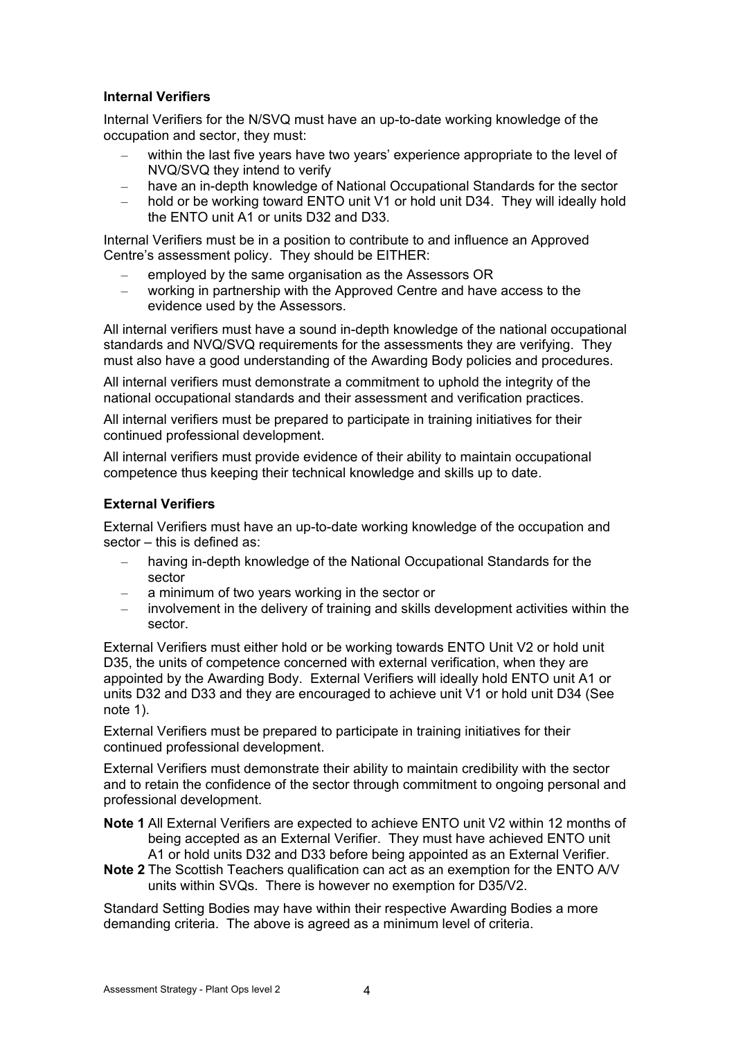### Internal Verifiers

Internal Verifiers for the N/SVQ must have an up-to-date working knowledge of the occupation and sector, they must:

- within the last five years have two years' experience appropriate to the level of NVQ/SVQ they intend to verify
- have an in-depth knowledge of National Occupational Standards for the sector
- hold or be working toward ENTO unit V1 or hold unit D34. They will ideally hold the ENTO unit A1 or units D32 and D33.

Internal Verifiers must be in a position to contribute to and influence an Approved Centre's assessment policy. They should be EITHER:

- employed by the same organisation as the Assessors OR
- working in partnership with the Approved Centre and have access to the evidence used by the Assessors.

All internal verifiers must have a sound in-depth knowledge of the national occupational standards and NVQ/SVQ requirements for the assessments they are verifying. They must also have a good understanding of the Awarding Body policies and procedures.

All internal verifiers must demonstrate a commitment to uphold the integrity of the national occupational standards and their assessment and verification practices.

All internal verifiers must be prepared to participate in training initiatives for their continued professional development.

All internal verifiers must provide evidence of their ability to maintain occupational competence thus keeping their technical knowledge and skills up to date.

### External Verifiers

External Verifiers must have an up-to-date working knowledge of the occupation and sector – this is defined as:

- having in-depth knowledge of the National Occupational Standards for the sector
- a minimum of two years working in the sector or
- involvement in the delivery of training and skills development activities within the sector.

External Verifiers must either hold or be working towards ENTO Unit V2 or hold unit D35, the units of competence concerned with external verification, when they are appointed by the Awarding Body. External Verifiers will ideally hold ENTO unit A1 or units D32 and D33 and they are encouraged to achieve unit V1 or hold unit D34 (See note 1).

External Verifiers must be prepared to participate in training initiatives for their continued professional development.

External Verifiers must demonstrate their ability to maintain credibility with the sector and to retain the confidence of the sector through commitment to ongoing personal and professional development.

**Note 1** All External Verifiers are expected to achieve ENTO unit V2 within 12 months of being accepted as an External Verifier. They must have achieved ENTO unit A1 or hold units D32 and D33 before being appointed as an External Verifier.

**Note 2** The Scottish Teachers qualification can act as an exemption for the ENTO A/V units within SVQs. There is however no exemption for D35/V2.

Standard Setting Bodies may have within their respective Awarding Bodies a more demanding criteria. The above is agreed as a minimum level of criteria.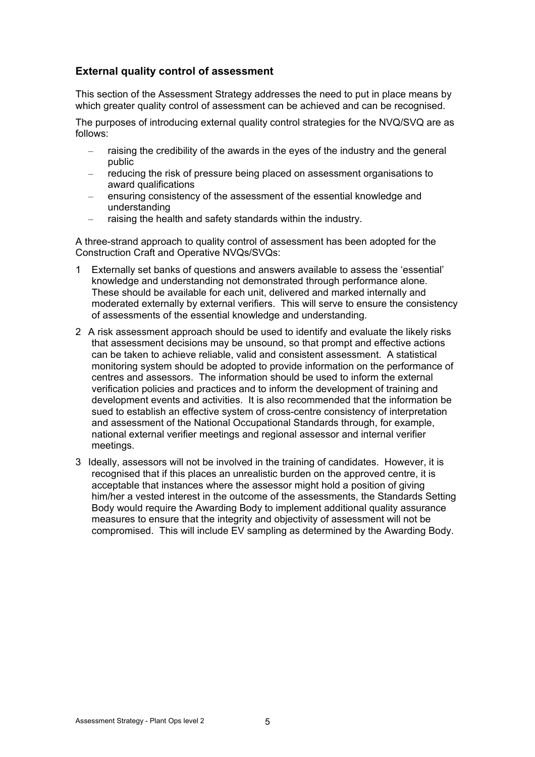## External quality control of assessment

This section of the Assessment Strategy addresses the need to put in place means by which greater quality control of assessment can be achieved and can be recognised.

The purposes of introducing external quality control strategies for the NVQ/SVQ are as follows:

- raising the credibility of the awards in the eyes of the industry and the general public
- reducing the risk of pressure being placed on assessment organisations to award qualifications
- ensuring consistency of the assessment of the essential knowledge and understanding
- raising the health and safety standards within the industry.

A three-strand approach to quality control of assessment has been adopted for the Construction Craft and Operative NVQs/SVQs:

1. Externally set banks of questions and answers available to assess the 'essential' knowledge and understanding not demonstrated through performance alone. These should be available for each unit, delivered and marked internally and moderated externally by external verifiers. This will serve to ensure the consistency of assessments of the essential knowledge and understanding.
2. A risk assessment approach should be used to identify and evaluate the likely risks that assessment decisions may be unsound, so that prompt and effective actions can be taken to achieve reliable, valid and consistent assessment. A statistical monitoring system should be adopted to provide information on the performance of centres and assessors. The information should be used to inform the external verification policies and practices and to inform the development of training and development events and activities. It is also recommended that the information be sued to establish an effective system of cross-centre consistency of interpretation and assessment of the National Occupational Standards through, for example, national external verifier meetings and regional assessor and internal verifier meetings.
3. Ideally, assessors will not be involved in the training of candidates. However, it is recognised that if this places an unrealistic burden on the approved centre, it is acceptable that instances where the assessor might hold a position of giving him/her a vested interest in the outcome of the assessments, the Standards Setting Body would require the Awarding Body to implement additional quality assurance measures to ensure that the integrity and objectivity of assessment will not be compromised. This will include EV sampling as determined by the Awarding Body.